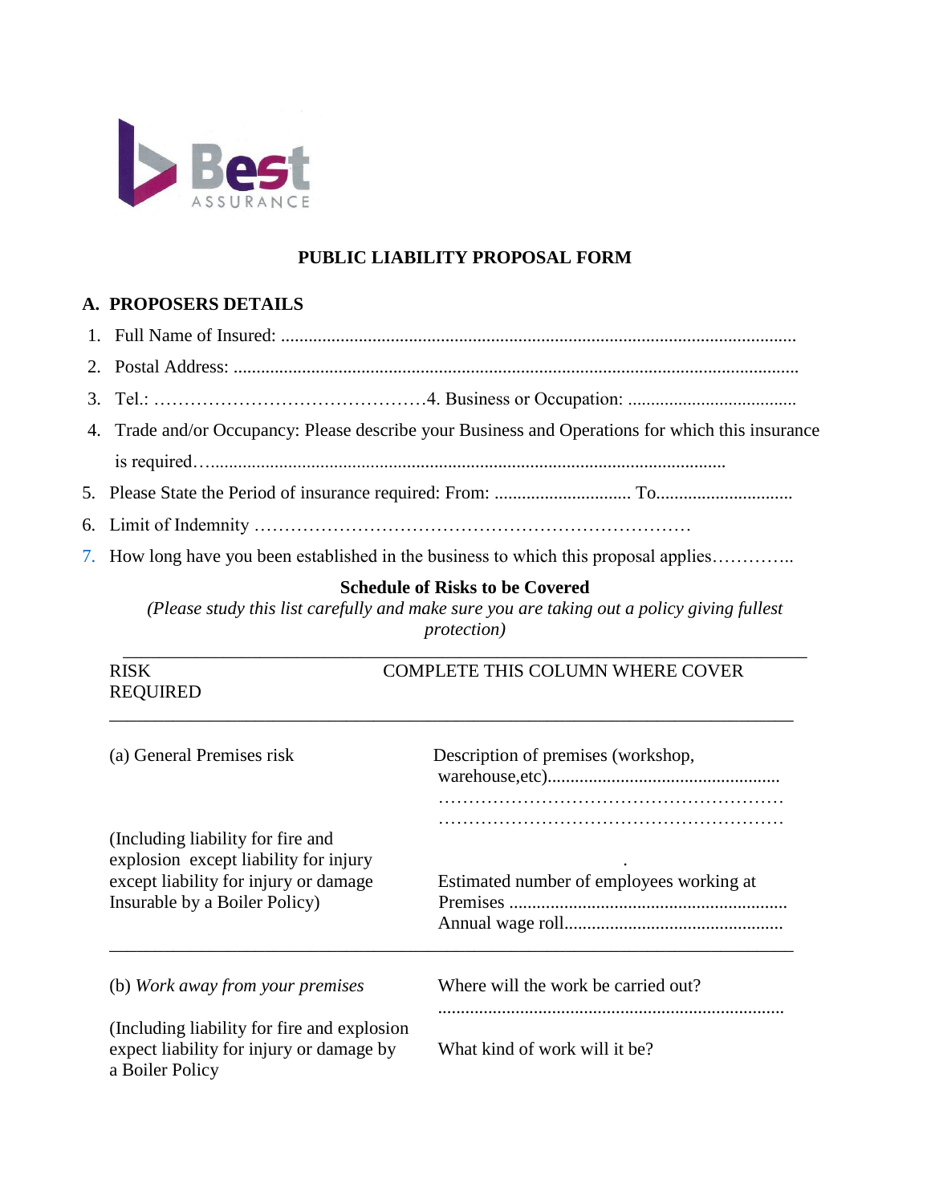Best ASSURANCE

# PUBLIC LIABILITY PROPOSAL FORM

## A. PROPOSERS DETAILS

1. Full Name of Insured: ...............................................................................................................
2. Postal Address: ..........................................................................................................................
3. Tel.: ………………………………………4. Business or Occupation: .....................................
4. Trade and/or Occupancy: Please describe your Business and Operations for which this insurance is required…..............................................................................................................
5. Please State the Period of insurance required: From: .............................. To.............................
6. Limit of Indemnity ………………………………………………………………
7. How long have you been established in the business to which this proposal applies…………..

**Schedule of Risks to be Covered**

*(Please study this list carefully and make sure you are taking out a policy giving fullest protection)*

| RISK REQUIRED | COMPLETE THIS COLUMN WHERE COVER |
|---|---|
| (a) General Premises risk<br><br>(Including liability for fire and explosion except liability for injury except liability for injury or damage Insurable by a Boiler Policy) | Description of premises (workshop, warehouse,etc)..................................................<br>…………………………………………………<br>…………………………………………………<br>.<br>Estimated number of employees working at Premises ............................................................<br>Annual wage roll............................................... |
| (b) *Work away from your premises*<br><br>(Including liability for fire and explosion expect liability for injury or damage by a Boiler Policy | Where will the work be carried out?<br>...........................................................................<br><br>What kind of work will it be? |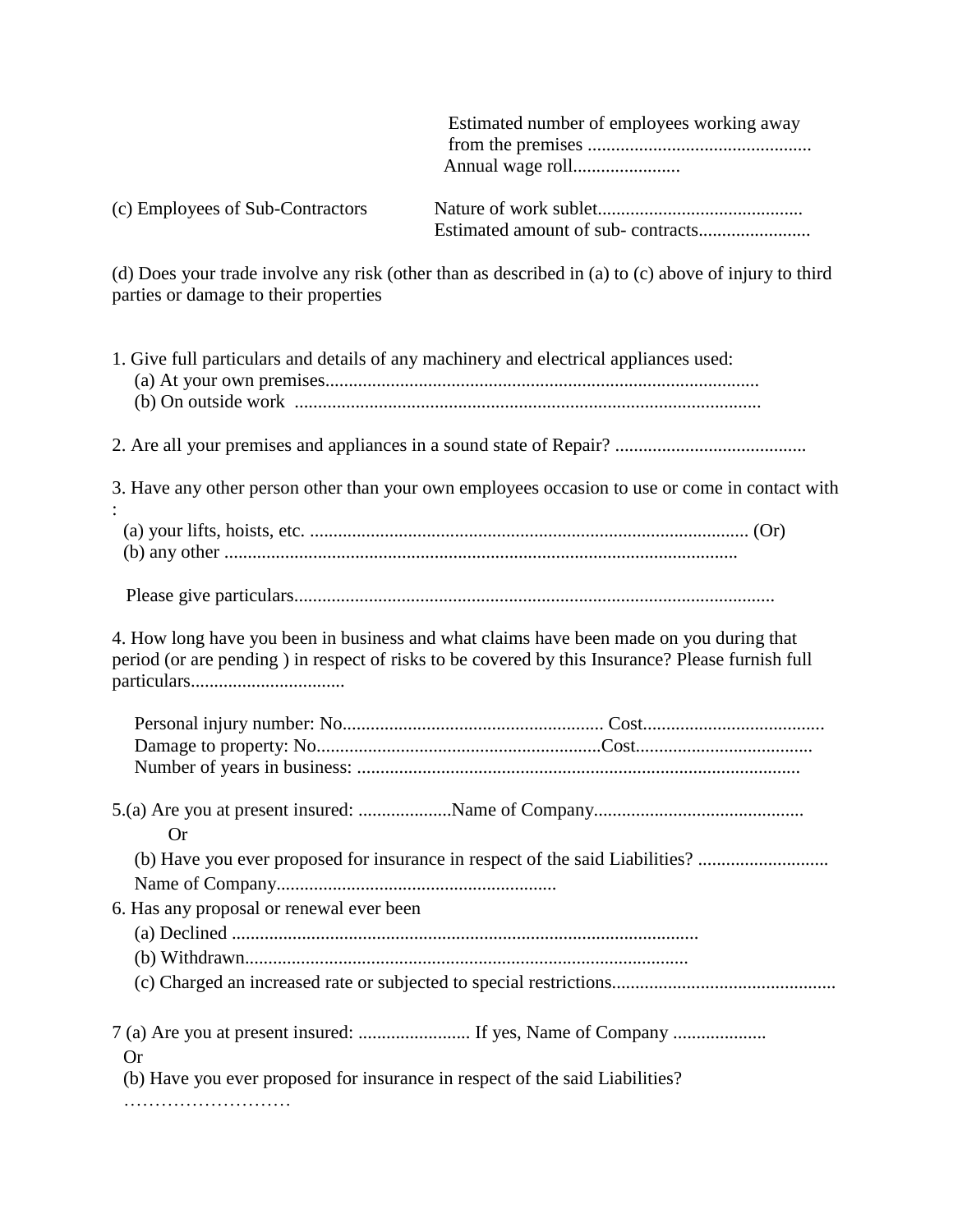Estimated number of employees working away from the premises ................................................

Annual wage roll.......................

(c) Employees of Sub-Contractors

Nature of work sublet............................................

Estimated amount of sub- contracts........................

(d) Does your trade involve any risk (other than as described in (a) to (c) above of injury to third parties or damage to their properties

1. Give full particulars and details of any machinery and electrical appliances used:
   (a) At your own premises............................................................................................
   (b) On outside work ...................................................................................................

2. Are all your premises and appliances in a sound state of Repair? .........................................

3. Have any other person other than your own employees occasion to use or come in contact with :
   (a) your lifts, hoists, etc. .............................................................................................. (Or)
   (b) any other ..............................................................................................................

   Please give particulars......................................................................................................

4. How long have you been in business and what claims have been made on you during that period (or are pending ) in respect of risks to be covered by this Insurance? Please furnish full particulars.................................

   Personal injury number: No........................................................ Cost.......................................
   Damage to property: No.............................................................Cost......................................
   Number of years in business: ..............................................................................................

5.(a) Are you at present insured: ....................Name of Company.............................................
   Or
   (b) Have you ever proposed for insurance in respect of the said Liabilities? ............................
   Name of Company............................................................

6. Has any proposal or renewal ever been
   (a) Declined ...................................................................................................
   (b) Withdrawn...............................................................................................
   (c) Charged an increased rate or subjected to special restrictions................................................

7 (a) Are you at present insured: ........................ If yes, Name of Company ....................
   Or
   (b) Have you ever proposed for insurance in respect of the said Liabilities?
   ………………………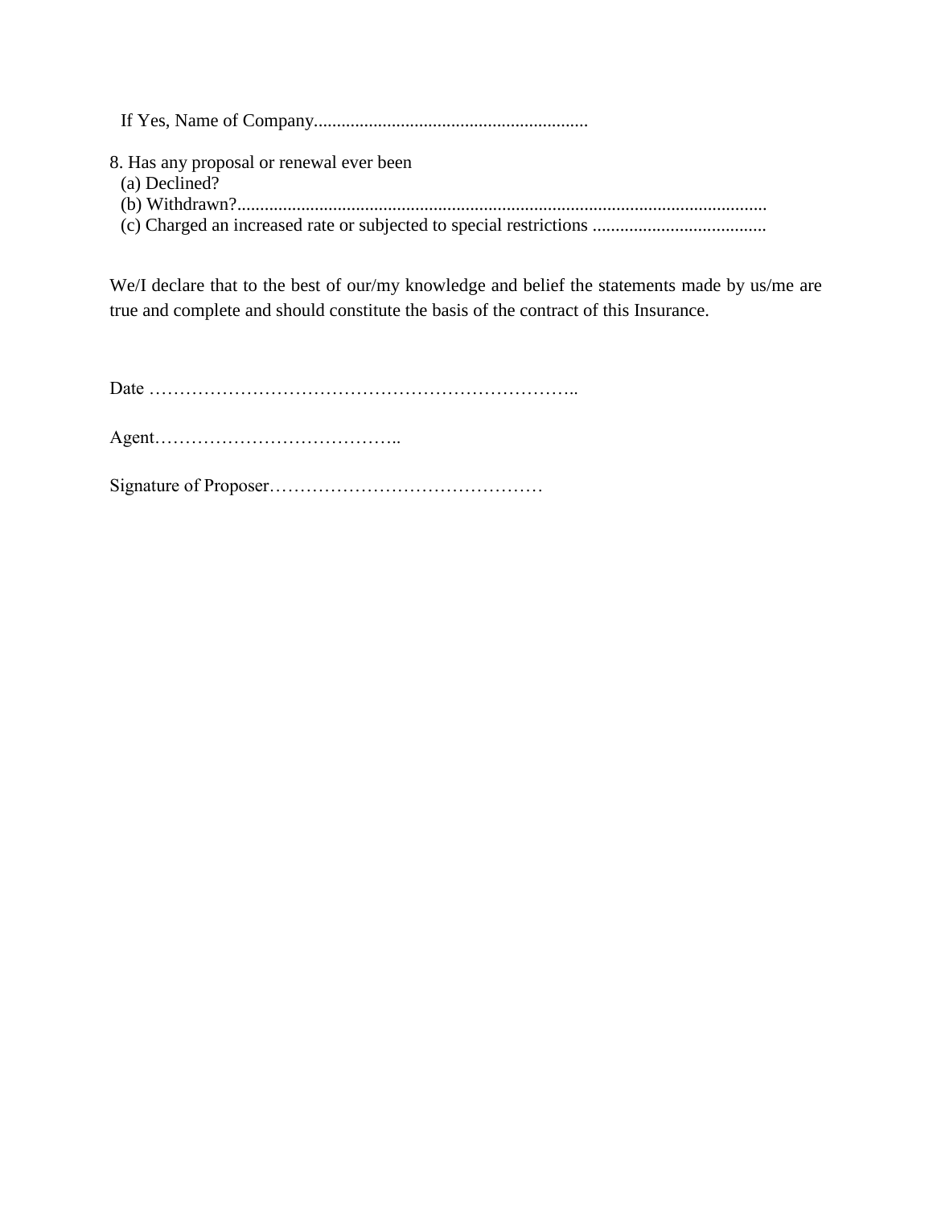If Yes, Name of Company............................................................

8. Has any proposal or renewal ever been
   (a) Declined?
   (b) Withdrawn?...................................................................................................................
   (c) Charged an increased rate or subjected to special restrictions ......................................

We/I declare that to the best of our/my knowledge and belief the statements made by us/me are true and complete and should constitute the basis of the contract of this Insurance.

Date ………………………………………………………………..

Agent…………………………………..

Signature of Proposer………………………………………